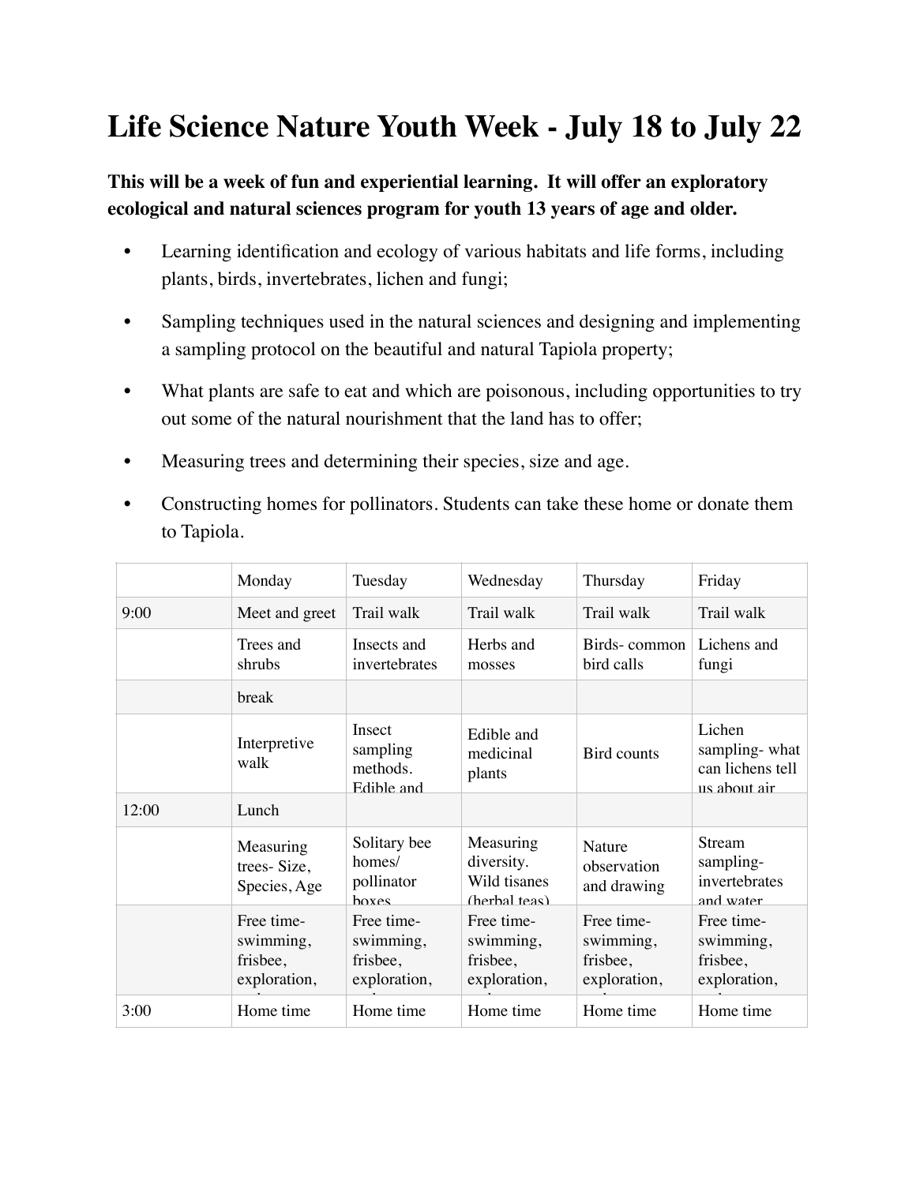# Life Science Nature Youth Week - July 18 to July 22

**This will be a week of fun and experiential learning. It will offer an exploratory ecological and natural sciences program for youth 13 years of age and older.**

- Learning identification and ecology of various habitats and life forms, including plants, birds, invertebrates, lichen and fungi;
- Sampling techniques used in the natural sciences and designing and implementing a sampling protocol on the beautiful and natural Tapiola property;
- What plants are safe to eat and which are poisonous, including opportunities to try out some of the natural nourishment that the land has to offer;
- Measuring trees and determining their species, size and age.
- Constructing homes for pollinators. Students can take these home or donate them to Tapiola.

| | Monday | Tuesday | Wednesday | Thursday | Friday |
|---|---|---|---|---|---|
| 9:00 | Meet and greet | Trail walk | Trail walk | Trail walk | Trail walk |
| | Trees and shrubs | Insects and invertebrates | Herbs and mosses | Birds- common bird calls | Lichens and fungi |
| | break | | | | |
| | Interpretive walk | Insect sampling methods. Edible and | Edible and medicinal plants | Bird counts | Lichen sampling- what can lichens tell us about air |
| 12:00 | Lunch | | | | |
| | Measuring trees- Size, Species, Age | Solitary bee homes/ pollinator boxes | Measuring diversity. Wild tisanes (herbal teas) | Nature observation and drawing | Stream sampling- invertebrates and water |
| | Free time- swimming, frisbee, exploration, | Free time- swimming, frisbee, exploration, | Free time- swimming, frisbee, exploration, | Free time- swimming, frisbee, exploration, | Free time- swimming, frisbee, exploration, |
| 3:00 | Home time | Home time | Home time | Home time | Home time |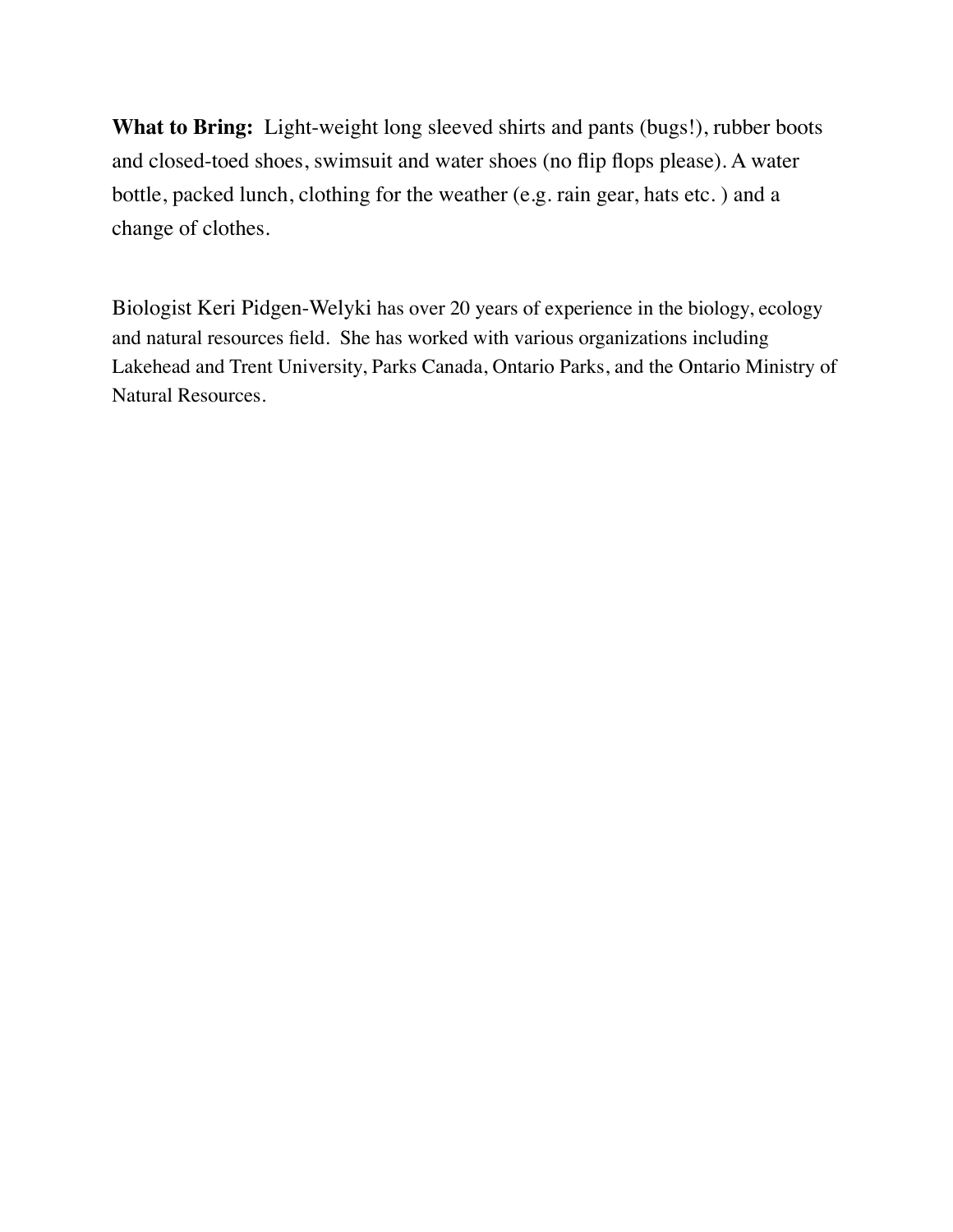**What to Bring:** Light-weight long sleeved shirts and pants (bugs!), rubber boots and closed-toed shoes, swimsuit and water shoes (no flip flops please). A water bottle, packed lunch, clothing for the weather (e.g. rain gear, hats etc. ) and a change of clothes.

Biologist Keri Pidgen-Welyki has over 20 years of experience in the biology, ecology and natural resources field. She has worked with various organizations including Lakehead and Trent University, Parks Canada, Ontario Parks, and the Ontario Ministry of Natural Resources.